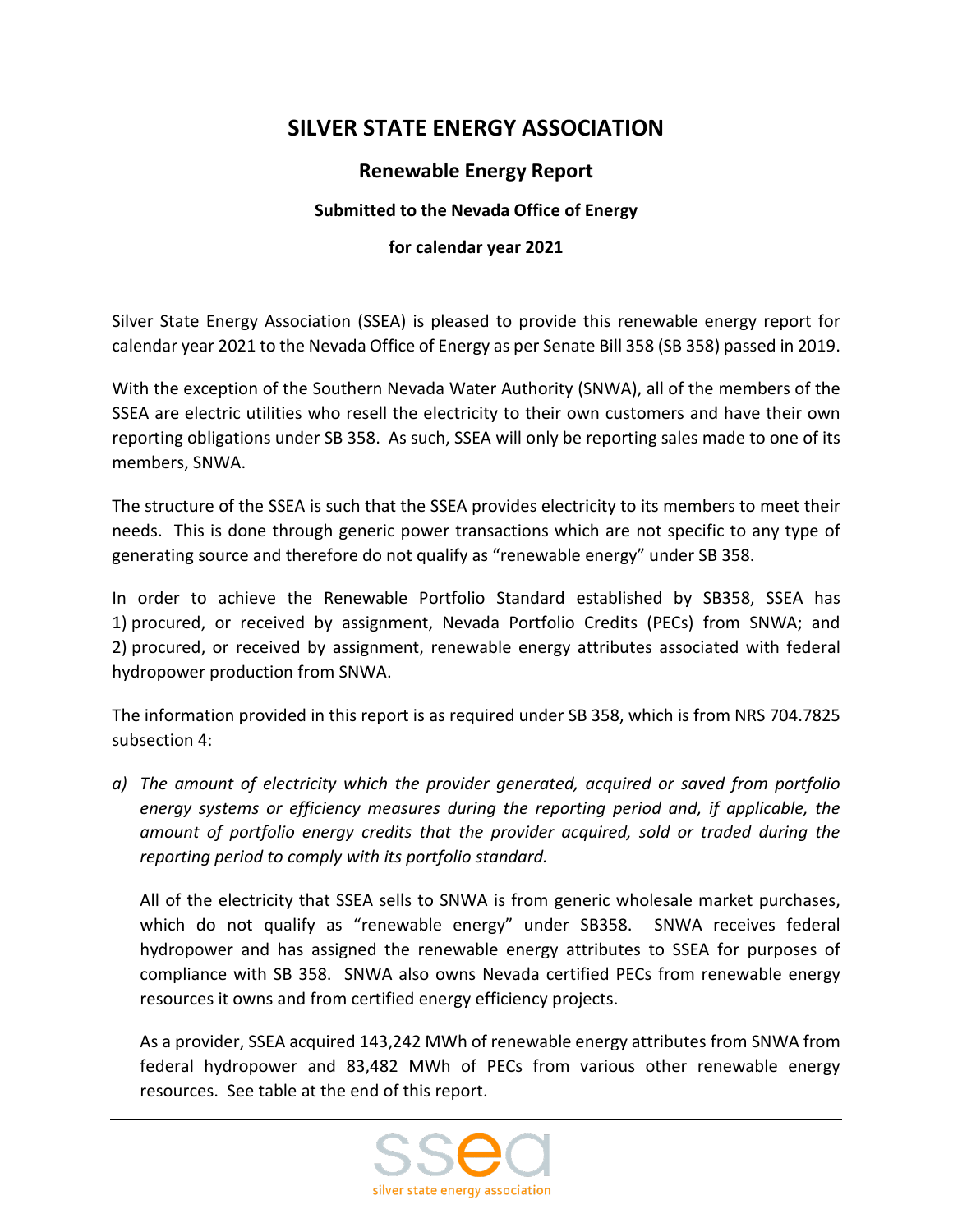# SILVER STATE ENERGY ASSOCIATION

## Renewable Energy Report

### Submitted to the Nevada Office of Energy

### for calendar year 2021

Silver State Energy Association (SSEA) is pleased to provide this renewable energy report for calendar year 2021 to the Nevada Office of Energy as per Senate Bill 358 (SB 358) passed in 2019.

With the exception of the Southern Nevada Water Authority (SNWA), all of the members of the SSEA are electric utilities who resell the electricity to their own customers and have their own reporting obligations under SB 358. As such, SSEA will only be reporting sales made to one of its members, SNWA.

The structure of the SSEA is such that the SSEA provides electricity to its members to meet their needs. This is done through generic power transactions which are not specific to any type of generating source and therefore do not qualify as "renewable energy" under SB 358.

In order to achieve the Renewable Portfolio Standard established by SB358, SSEA has 1) procured, or received by assignment, Nevada Portfolio Credits (PECs) from SNWA; and 2) procured, or received by assignment, renewable energy attributes associated with federal hydropower production from SNWA.

The information provided in this report is as required under SB 358, which is from NRS 704.7825 subsection 4:

a) *The amount of electricity which the provider generated, acquired or saved from portfolio energy systems or efficiency measures during the reporting period and, if applicable, the amount of portfolio energy credits that the provider acquired, sold or traded during the reporting period to comply with its portfolio standard.*

   All of the electricity that SSEA sells to SNWA is from generic wholesale market purchases, which do not qualify as "renewable energy" under SB358. SNWA receives federal hydropower and has assigned the renewable energy attributes to SSEA for purposes of compliance with SB 358. SNWA also owns Nevada certified PECs from renewable energy resources it owns and from certified energy efficiency projects.

   As a provider, SSEA acquired 143,242 MWh of renewable energy attributes from SNWA from federal hydropower and 83,482 MWh of PECs from various other renewable energy resources. See table at the end of this report.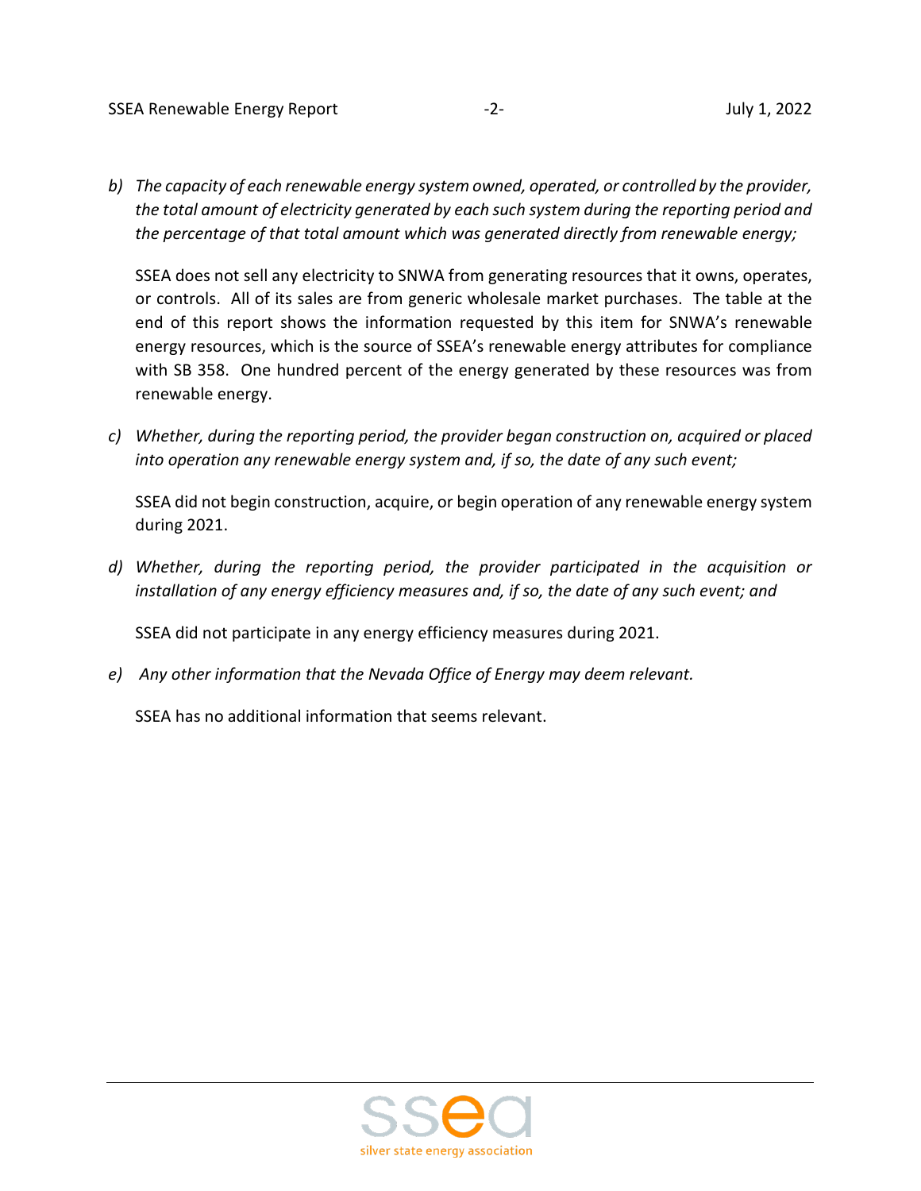b) *The capacity of each renewable energy system owned, operated, or controlled by the provider, the total amount of electricity generated by each such system during the reporting period and the percentage of that total amount which was generated directly from renewable energy;*

   SSEA does not sell any electricity to SNWA from generating resources that it owns, operates, or controls. All of its sales are from generic wholesale market purchases. The table at the end of this report shows the information requested by this item for SNWA's renewable energy resources, which is the source of SSEA's renewable energy attributes for compliance with SB 358. One hundred percent of the energy generated by these resources was from renewable energy.

c) *Whether, during the reporting period, the provider began construction on, acquired or placed into operation any renewable energy system and, if so, the date of any such event;*

   SSEA did not begin construction, acquire, or begin operation of any renewable energy system during 2021.

d) *Whether, during the reporting period, the provider participated in the acquisition or installation of any energy efficiency measures and, if so, the date of any such event; and*

   SSEA did not participate in any energy efficiency measures during 2021.

e) *Any other information that the Nevada Office of Energy may deem relevant.*

   SSEA has no additional information that seems relevant.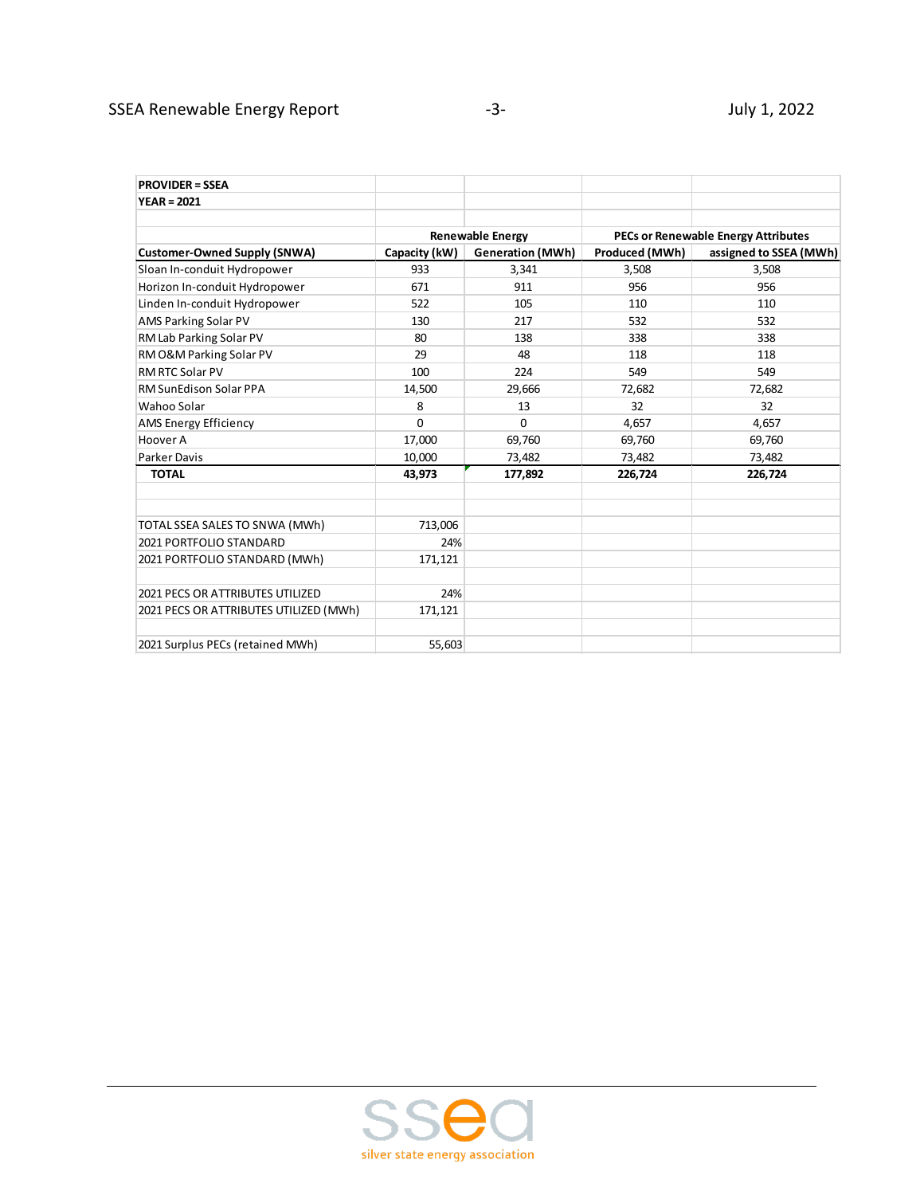| PROVIDER = SSEA | | | | |
|---|---|---|---|---|
| YEAR = 2021 | | | | |
| | | | | |
| | Renewable Energy | | PECs or Renewable Energy Attributes | |
| Customer-Owned Supply (SNWA) | Capacity (kW) | Generation (MWh) | Produced (MWh) | assigned to SSEA (MWh) |
| Sloan In-conduit Hydropower | 933 | 3,341 | 3,508 | 3,508 |
| Horizon In-conduit Hydropower | 671 | 911 | 956 | 956 |
| Linden In-conduit Hydropower | 522 | 105 | 110 | 110 |
| AMS Parking Solar PV | 130 | 217 | 532 | 532 |
| RM Lab Parking Solar PV | 80 | 138 | 338 | 338 |
| RM O&M Parking Solar PV | 29 | 48 | 118 | 118 |
| RM RTC Solar PV | 100 | 224 | 549 | 549 |
| RM SunEdison Solar PPA | 14,500 | 29,666 | 72,682 | 72,682 |
| Wahoo Solar | 8 | 13 | 32 | 32 |
| AMS Energy Efficiency | 0 | 0 | 4,657 | 4,657 |
| Hoover A | 17,000 | 69,760 | 69,760 | 69,760 |
| Parker Davis | 10,000 | 73,482 | 73,482 | 73,482 |
| **TOTAL** | **43,973** | **177,892** | **226,724** | **226,724** |
| | | | | |
| | | | | |
| TOTAL SSEA SALES TO SNWA (MWh) | 713,006 | | | |
| 2021 PORTFOLIO STANDARD | 24% | | | |
| 2021 PORTFOLIO STANDARD (MWh) | 171,121 | | | |
| | | | | |
| 2021 PECS OR ATTRIBUTES UTILIZED | 24% | | | |
| 2021 PECS OR ATTRIBUTES UTILIZED (MWh) | 171,121 | | | |
| | | | | |
| 2021 Surplus PECs (retained MWh) | 55,603 | | | |